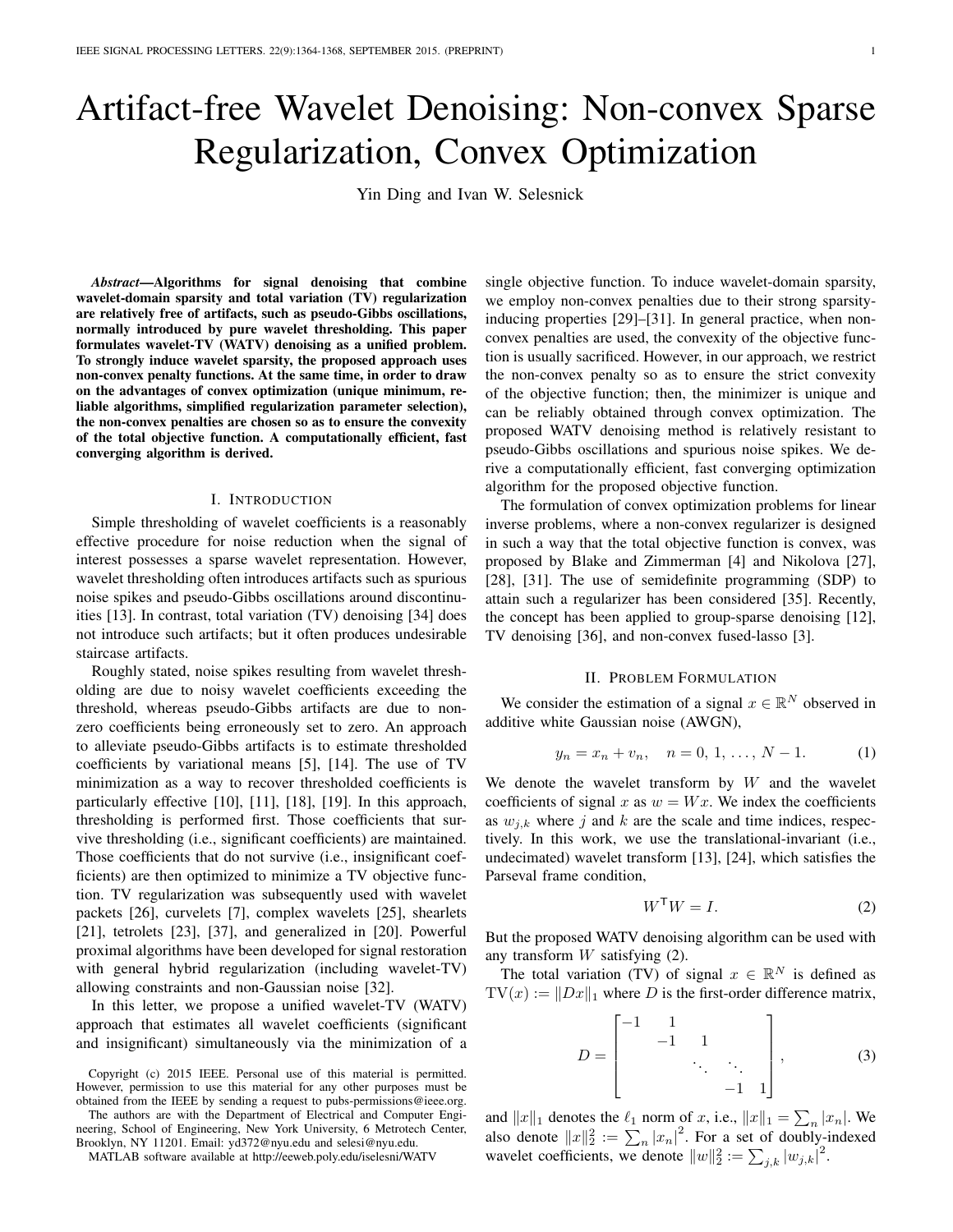# Artifact-free Wavelet Denoising: Non-convex Sparse Regularization, Convex Optimization

Yin Ding and Ivan W. Selesnick

***Abstract*—Algorithms for signal denoising that combine wavelet-domain sparsity and total variation (TV) regularization are relatively free of artifacts, such as pseudo-Gibbs oscillations, normally introduced by pure wavelet thresholding. This paper formulates wavelet-TV (WATV) denoising as a unified problem. To strongly induce wavelet sparsity, the proposed approach uses non-convex penalty functions. At the same time, in order to draw on the advantages of convex optimization (unique minimum, reliable algorithms, simplified regularization parameter selection), the non-convex penalties are chosen so as to ensure the convexity of the total objective function. A computationally efficient, fast converging algorithm is derived.**

## I. Introduction

Simple thresholding of wavelet coefficients is a reasonably effective procedure for noise reduction when the signal of interest possesses a sparse wavelet representation. However, wavelet thresholding often introduces artifacts such as spurious noise spikes and pseudo-Gibbs oscillations around discontinuities [13]. In contrast, total variation (TV) denoising [34] does not introduce such artifacts; but it often produces undesirable staircase artifacts.

Roughly stated, noise spikes resulting from wavelet thresholding are due to noisy wavelet coefficients exceeding the threshold, whereas pseudo-Gibbs artifacts are due to non-zero coefficients being erroneously set to zero. An approach to alleviate pseudo-Gibbs artifacts is to estimate thresholded coefficients by variational means [5], [14]. The use of TV minimization as a way to recover thresholded coefficients is particularly effective [10], [11], [18], [19]. In this approach, thresholding is performed first. Those coefficients that survive thresholding (i.e., significant coefficients) are maintained. Those coefficients that do not survive (i.e., insignificant coefficients) are then optimized to minimize a TV objective function. TV regularization was subsequently used with wavelet packets [26], curvelets [7], complex wavelets [25], shearlets [21], tetrolets [23], [37], and generalized in [20]. Powerful proximal algorithms have been developed for signal restoration with general hybrid regularization (including wavelet-TV) allowing constraints and non-Gaussian noise [32].

In this letter, we propose a unified wavelet-TV (WATV) approach that estimates all wavelet coefficients (significant and insignificant) simultaneously via the minimization of a single objective function. To induce wavelet-domain sparsity, we employ non-convex penalties due to their strong sparsity-inducing properties [29]–[31]. In general practice, when non-convex penalties are used, the convexity of the objective function is usually sacrificed. However, in our approach, we restrict the non-convex penalty so as to ensure the strict convexity of the objective function; then, the minimizer is unique and can be reliably obtained through convex optimization. The proposed WATV denoising method is relatively resistant to pseudo-Gibbs oscillations and spurious noise spikes. We derive a computationally efficient, fast converging optimization algorithm for the proposed objective function.

The formulation of convex optimization problems for linear inverse problems, where a non-convex regularizer is designed in such a way that the total objective function is convex, was proposed by Blake and Zimmerman [4] and Nikolova [27], [28], [31]. The use of semidefinite programming (SDP) to attain such a regularizer has been considered [35]. Recently, the concept has been applied to group-sparse denoising [12], TV denoising [36], and non-convex fused-lasso [3].

## II. Problem Formulation

We consider the estimation of a signal $x \in \mathbb{R}^N$ observed in additive white Gaussian noise (AWGN),

$$y_n = x_n + v_n, \quad n = 0, 1, \ldots, N-1. \tag{1}$$

We denote the wavelet transform by $W$ and the wavelet coefficients of signal $x$ as $w = Wx$. We index the coefficients as $w_{j,k}$ where $j$ and $k$ are the scale and time indices, respectively. In this work, we use the translational-invariant (i.e., undecimated) wavelet transform [13], [24], which satisfies the Parseval frame condition,

$$W^{\mathsf{T}} W = I. \tag{2}$$

But the proposed WATV denoising algorithm can be used with any transform $W$ satisfying (2).

The total variation (TV) of signal $x \in \mathbb{R}^N$ is defined as $\mathrm{TV}(x) := \|Dx\|_1$ where $D$ is the first-order difference matrix,

$$D = \begin{bmatrix} -1 & 1 & & & \\ & -1 & 1 & & \\ & & \ddots & \ddots & \\ & & & -1 & 1 \end{bmatrix}, \tag{3}$$

and $\|x\|_1$ denotes the $\ell_1$ norm of $x$, i.e., $\|x\|_1 = \sum_n |x_n|$. We also denote $\|x\|_2^2 := \sum_n |x_n|^2$. For a set of doubly-indexed wavelet coefficients, we denote $\|w\|_2^2 := \sum_{j,k} |w_{j,k}|^2$.

Copyright (c) 2015 IEEE. Personal use of this material is permitted. However, permission to use this material for any other purposes must be obtained from the IEEE by sending a request to pubs-permissions@ieee.org.

The authors are with the Department of Electrical and Computer Engineering, School of Engineering, New York University, 6 Metrotech Center, Brooklyn, NY 11201. Email: yd372@nyu.edu and selesi@nyu.edu.

MATLAB software available at http://eeweb.poly.edu/iselesni/WATV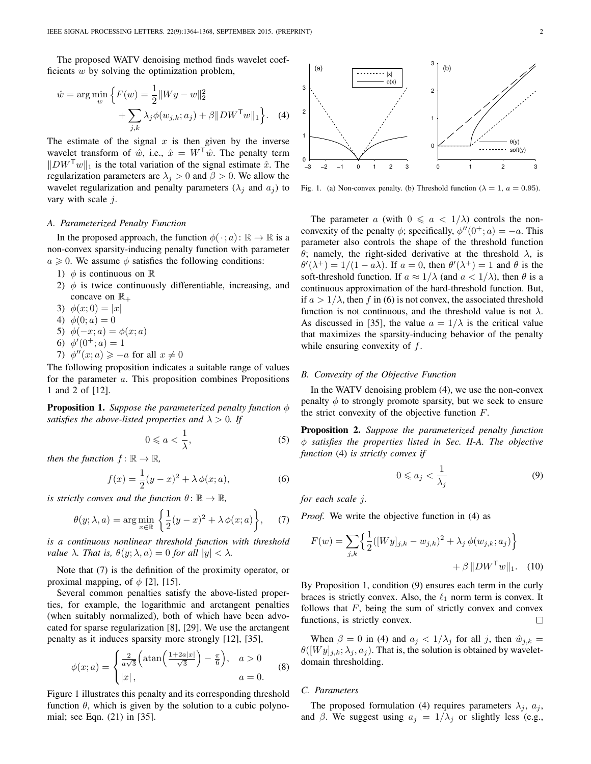The proposed WATV denoising method finds wavelet coefficients $w$ by solving the optimization problem,

$$\hat{w} = \arg\min_{w} \Big\{ F(w) = \frac{1}{2}\|Wy - w\|_2^2 + \sum_{j,k} \lambda_j \phi(w_{j,k}; a_j) + \beta \|DW^{\mathsf{T}} w\|_1 \Big\}. \quad (4)$$

The estimate of the signal $x$ is then given by the inverse wavelet transform of $\hat{w}$, i.e., $\hat{x} = W^{\mathsf{T}}\hat{w}$. The penalty term $\|DW^{\mathsf{T}} w\|_1$ is the total variation of the signal estimate $\hat{x}$. The regularization parameters are $\lambda_j > 0$ and $\beta > 0$. We allow the wavelet regularization and penalty parameters ($\lambda_j$ and $a_j$) to vary with scale $j$.

### A. Parameterized Penalty Function

In the proposed approach, the function $\phi(\,\cdot\,; a) \colon \mathbb{R} \to \mathbb{R}$ is a non-convex sparsity-inducing penalty function with parameter $a \geqslant 0$. We assume $\phi$ satisfies the following conditions:

1) $\phi$ is continuous on $\mathbb{R}$
2) $\phi$ is twice continuously differentiable, increasing, and concave on $\mathbb{R}_+$
3) $\phi(x; 0) = |x|$
4) $\phi(0; a) = 0$
5) $\phi(-x; a) = \phi(x; a)$
6) $\phi'(0^+; a) = 1$
7) $\phi''(x; a) \geqslant -a$ for all $x \neq 0$

The following proposition indicates a suitable range of values for the parameter $a$. This proposition combines Propositions 1 and 2 of [12].

**Proposition 1.** *Suppose the parameterized penalty function $\phi$ satisfies the above-listed properties and $\lambda > 0$. If*

$$0 \leqslant a < \frac{1}{\lambda}, \quad (5)$$

*then the function $f \colon \mathbb{R} \to \mathbb{R}$,*

$$f(x) = \frac{1}{2}(y - x)^2 + \lambda\, \phi(x; a), \quad (6)$$

*is strictly convex and the function $\theta \colon \mathbb{R} \to \mathbb{R}$,*

$$\theta(y; \lambda, a) = \arg\min_{x \in \mathbb{R}} \Big\{ \frac{1}{2}(y - x)^2 + \lambda\, \phi(x; a) \Big\}, \quad (7)$$

*is a continuous nonlinear threshold function with threshold value $\lambda$. That is, $\theta(y; \lambda, a) = 0$ for all $|y| < \lambda$.*

Note that (7) is the definition of the proximity operator, or proximal mapping, of $\phi$ [2], [15].

Several common penalties satisfy the above-listed properties, for example, the logarithmic and arctangent penalties (when suitably normalized), both of which have been advocated for sparse regularization [8], [29]. We use the arctangent penalty as it induces sparsity more strongly [12], [35],

$$\phi(x; a) = \begin{cases} \frac{2}{a\sqrt{3}}\Big(\operatorname{atan}\Big(\frac{1 + 2a|x|}{\sqrt{3}}\Big) - \frac{\pi}{6}\Big), & a > 0 \\ |x|, & a = 0. \end{cases} \quad (8)$$

Figure 1 illustrates this penalty and its corresponding threshold function $\theta$, which is given by the solution to a cubic polynomial; see Eqn. (21) in [35].

Fig. 1. (a) Non-convex penalty. (b) Threshold function ($\lambda = 1$, $a = 0.95$).

The parameter $a$ (with $0 \leqslant a < 1/\lambda$) controls the non-convexity of the penalty $\phi$; specifically, $\phi''(0^+; a) = -a$. This parameter also controls the shape of the threshold function $\theta$; namely, the right-sided derivative at the threshold $\lambda$, is $\theta'(\lambda^+) = 1/(1 - a\lambda)$. If $a = 0$, then $\theta'(\lambda^+) = 1$ and $\theta$ is the soft-threshold function. If $a \approx 1/\lambda$ (and $a < 1/\lambda$), then $\theta$ is a continuous approximation of the hard-threshold function. But, if $a > 1/\lambda$, then $f$ in (6) is not convex, the associated threshold function is not continuous, and the threshold value is not $\lambda$. As discussed in [35], the value $a = 1/\lambda$ is the critical value that maximizes the sparsity-inducing behavior of the penalty while ensuring convexity of $f$.

### B. Convexity of the Objective Function

In the WATV denoising problem (4), we use the non-convex penalty $\phi$ to strongly promote sparsity, but we seek to ensure the strict convexity of the objective function $F$.

**Proposition 2.** *Suppose the parameterized penalty function $\phi$ satisfies the properties listed in Sec. II-A. The objective function* (4) *is strictly convex if*

$$0 \leqslant a_j < \frac{1}{\lambda_j} \quad (9)$$

*for each scale $j$.*

*Proof.* We write the objective function in (4) as

$$F(w) = \sum_{j,k} \Big\{ \frac{1}{2}([Wy]_{j,k} - w_{j,k})^2 + \lambda_j\, \phi(w_{j,k}; a_j) \Big\} + \beta\, \|DW^{\mathsf{T}} w\|_1. \quad (10)$$

By Proposition 1, condition (9) ensures each term in the curly braces is strictly convex. Also, the $\ell_1$ norm term is convex. It follows that $F$, being the sum of strictly convex and convex functions, is strictly convex. □

When $\beta = 0$ in (4) and $a_j < 1/\lambda_j$ for all $j$, then $\hat{w}_{j,k} = \theta([Wy]_{j,k}; \lambda_j, a_j)$. That is, the solution is obtained by wavelet-domain thresholding.

### C. Parameters

The proposed formulation (4) requires parameters $\lambda_j$, $a_j$, and $\beta$. We suggest using $a_j = 1/\lambda_j$ or slightly less (e.g.,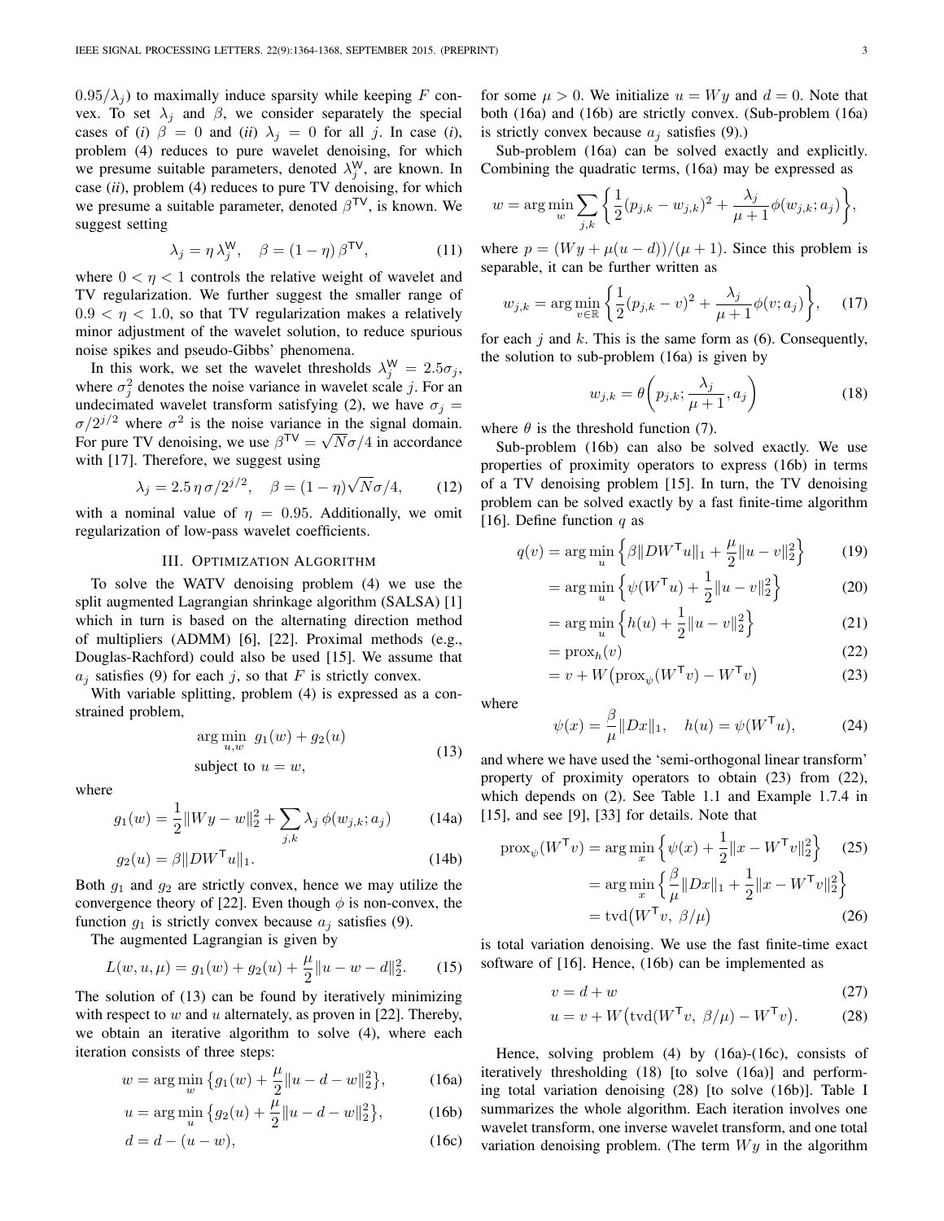$0.95/\lambda_j$) to maximally induce sparsity while keeping $F$ convex. To set $\lambda_j$ and $\beta$, we consider separately the special cases of (*i*) $\beta = 0$ and (*ii*) $\lambda_j = 0$ for all $j$. In case (*i*), problem (4) reduces to pure wavelet denoising, for which we presume suitable parameters, denoted $\lambda_j^{\mathsf{W}}$, are known. In case (*ii*), problem (4) reduces to pure TV denoising, for which we presume a suitable parameter, denoted $\beta^{\mathsf{TV}}$, is known. We suggest setting

$$\lambda_j = \eta\, \lambda_j^{\mathsf{W}}, \quad \beta = (1-\eta)\, \beta^{\mathsf{TV}}, \tag{11}$$

where $0 < \eta < 1$ controls the relative weight of wavelet and TV regularization. We further suggest the smaller range of $0.9 < \eta < 1.0$, so that TV regularization makes a relatively minor adjustment of the wavelet solution, to reduce spurious noise spikes and pseudo-Gibbs' phenomena.

In this work, we set the wavelet thresholds $\lambda_j^{\mathsf{W}} = 2.5\sigma_j$, where $\sigma_j^2$ denotes the noise variance in wavelet scale $j$. For an undecimated wavelet transform satisfying (2), we have $\sigma_j = \sigma/2^{j/2}$ where $\sigma^2$ is the noise variance in the signal domain. For pure TV denoising, we use $\beta^{\mathsf{TV}} = \sqrt{N}\sigma/4$ in accordance with [17]. Therefore, we suggest using

$$\lambda_j = 2.5\, \eta\, \sigma/2^{j/2}, \quad \beta = (1-\eta)\sqrt{N}\sigma/4, \tag{12}$$

with a nominal value of $\eta = 0.95$. Additionally, we omit regularization of low-pass wavelet coefficients.

## III. Optimization Algorithm

To solve the WATV denoising problem (4) we use the split augmented Lagrangian shrinkage algorithm (SALSA) [1] which in turn is based on the alternating direction method of multipliers (ADMM) [6], [22]. Proximal methods (e.g., Douglas-Rachford) could also be used [15]. We assume that $a_j$ satisfies (9) for each $j$, so that $F$ is strictly convex.

With variable splitting, problem (4) is expressed as a constrained problem,

$$\begin{aligned} &\arg\min_{u,w} \; g_1(w) + g_2(u) \\ &\text{subject to } u = w, \end{aligned} \tag{13}$$

where

$$g_1(w) = \frac{1}{2}\|Wy - w\|_2^2 + \sum_{j,k} \lambda_j\, \phi(w_{j,k}; a_j) \tag{14a}$$

$$g_2(u) = \beta\|DW^{\mathsf{T}}u\|_1. \tag{14b}$$

Both $g_1$ and $g_2$ are strictly convex, hence we may utilize the convergence theory of [22]. Even though $\phi$ is non-convex, the function $g_1$ is strictly convex because $a_j$ satisfies (9).

The augmented Lagrangian is given by

$$L(w, u, \mu) = g_1(w) + g_2(u) + \frac{\mu}{2}\|u - w - d\|_2^2. \tag{15}$$

The solution of (13) can be found by iteratively minimizing with respect to $w$ and $u$ alternately, as proven in [22]. Thereby, we obtain an iterative algorithm to solve (4), where each iteration consists of three steps:

$$w = \arg\min_w \left\{ g_1(w) + \frac{\mu}{2}\|u - d - w\|_2^2 \right\}, \tag{16a}$$

$$u = \arg\min_u \left\{ g_2(u) + \frac{\mu}{2}\|u - d - w\|_2^2 \right\}, \tag{16b}$$

$$d = d - (u - w), \tag{16c}$$

for some $\mu > 0$. We initialize $u = Wy$ and $d = 0$. Note that both (16a) and (16b) are strictly convex. (Sub-problem (16a) is strictly convex because $a_j$ satisfies (9).)

Sub-problem (16a) can be solved exactly and explicitly. Combining the quadratic terms, (16a) may be expressed as

$$w = \arg\min_w \sum_{j,k} \left\{ \frac{1}{2}(p_{j,k} - w_{j,k})^2 + \frac{\lambda_j}{\mu+1}\phi(w_{j,k}; a_j) \right\},$$

where $p = (Wy + \mu(u - d))/(\mu + 1)$. Since this problem is separable, it can be further written as

$$w_{j,k} = \arg\min_{v \in \mathbb{R}} \left\{ \frac{1}{2}(p_{j,k} - v)^2 + \frac{\lambda_j}{\mu+1}\phi(v; a_j) \right\}, \tag{17}$$

for each $j$ and $k$. This is the same form as (6). Consequently, the solution to sub-problem (16a) is given by

$$w_{j,k} = \theta\left(p_{j,k}; \frac{\lambda_j}{\mu+1}, a_j\right) \tag{18}$$

where $\theta$ is the threshold function (7).

Sub-problem (16b) can also be solved exactly. We use properties of proximity operators to express (16b) in terms of a TV denoising problem [15]. In turn, the TV denoising problem can be solved exactly by a fast finite-time algorithm [16]. Define function $q$ as

$$q(v) = \arg\min_u \left\{ \beta\|DW^{\mathsf{T}}u\|_1 + \frac{\mu}{2}\|u - v\|_2^2 \right\} \tag{19}$$

$$= \arg\min_u \left\{ \psi(W^{\mathsf{T}}u) + \frac{1}{2}\|u - v\|_2^2 \right\} \tag{20}$$

$$= \arg\min_u \left\{ h(u) + \frac{1}{2}\|u - v\|_2^2 \right\} \tag{21}$$

$$= \operatorname{prox}_h(v) \tag{22}$$

$$= v + W\big(\operatorname{prox}_\psi(W^{\mathsf{T}}v) - W^{\mathsf{T}}v\big) \tag{23}$$

where

$$\psi(x) = \frac{\beta}{\mu}\|Dx\|_1, \quad h(u) = \psi(W^{\mathsf{T}}u), \tag{24}$$

and where we have used the 'semi-orthogonal linear transform' property of proximity operators to obtain (23) from (22), which depends on (2). See Table 1.1 and Example 1.7.4 in [15], and see [9], [33] for details. Note that

$$\operatorname{prox}_\psi(W^{\mathsf{T}}v) = \arg\min_x \left\{ \psi(x) + \frac{1}{2}\|x - W^{\mathsf{T}}v\|_2^2 \right\} \tag{25}$$

$$= \arg\min_x \left\{ \frac{\beta}{\mu}\|Dx\|_1 + \frac{1}{2}\|x - W^{\mathsf{T}}v\|_2^2 \right\}$$

$$= \operatorname{tvd}\big(W^{\mathsf{T}}v,\ \beta/\mu\big) \tag{26}$$

is total variation denoising. We use the fast finite-time exact software of [16]. Hence, (16b) can be implemented as

$$v = d + w \tag{27}$$

$$u = v + W\big(\operatorname{tvd}(W^{\mathsf{T}}v,\ \beta/\mu) - W^{\mathsf{T}}v\big). \tag{28}$$

Hence, solving problem (4) by (16a)-(16c), consists of iteratively thresholding (18) [to solve (16a)] and performing total variation denoising (28) [to solve (16b)]. Table I summarizes the whole algorithm. Each iteration involves one wavelet transform, one inverse wavelet transform, and one total variation denoising problem. (The term $Wy$ in the algorithm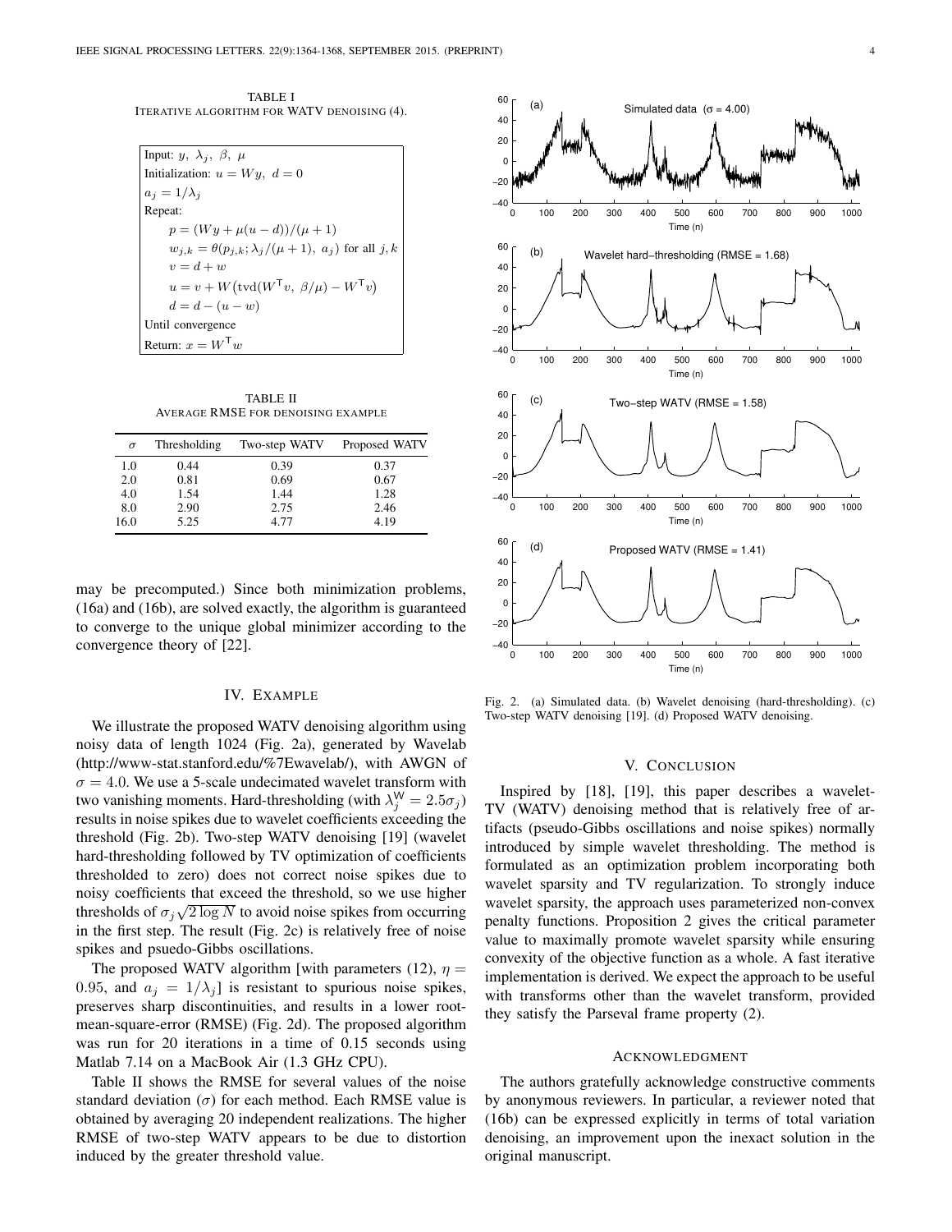TABLE I
ITERATIVE ALGORITHM FOR WATV DENOISING (4).

```
Input: y, λ_j, β, μ
Initialization: u = Wy, d = 0
a_j = 1/λ_j
Repeat:
    p = (Wy + μ(u − d))/(μ + 1)
    w_{j,k} = θ(p_{j,k}; λ_j/(μ + 1), a_j) for all j, k
    v = d + w
    u = v + W(tvd(W^T v, β/μ) − W^T v)
    d = d − (u − w)
Until convergence
Return: x = W^T w
```

TABLE II
AVERAGE RMSE FOR DENOISING EXAMPLE

| $\sigma$ | Thresholding | Two-step WATV | Proposed WATV |
|---|---|---|---|
| 1.0 | 0.44 | 0.39 | 0.37 |
| 2.0 | 0.81 | 0.69 | 0.67 |
| 4.0 | 1.54 | 1.44 | 1.28 |
| 8.0 | 2.90 | 2.75 | 2.46 |
| 16.0 | 5.25 | 4.77 | 4.19 |

may be precomputed.) Since both minimization problems, (16a) and (16b), are solved exactly, the algorithm is guaranteed to converge to the unique global minimizer according to the convergence theory of [22].

## IV. EXAMPLE

We illustrate the proposed WATV denoising algorithm using noisy data of length 1024 (Fig. 2a), generated by Wavelab (http://www-stat.stanford.edu/%7Ewavelab/), with AWGN of $\sigma = 4.0$. We use a 5-scale undecimated wavelet transform with two vanishing moments. Hard-thresholding (with $\lambda_j^{\mathsf{W}} = 2.5\sigma_j$) results in noise spikes due to wavelet coefficients exceeding the threshold (Fig. 2b). Two-step WATV denoising [19] (wavelet hard-thresholding followed by TV optimization of coefficients thresholded to zero) does not correct noise spikes due to noisy coefficients that exceed the threshold, so we use higher thresholds of $\sigma_j \sqrt{2 \log N}$ to avoid noise spikes from occurring in the first step. The result (Fig. 2c) is relatively free of noise spikes and psuedo-Gibbs oscillations.

The proposed WATV algorithm [with parameters (12), $\eta = 0.95$, and $a_j = 1/\lambda_j$] is resistant to spurious noise spikes, preserves sharp discontinuities, and results in a lower root-mean-square-error (RMSE) (Fig. 2d). The proposed algorithm was run for 20 iterations in a time of 0.15 seconds using Matlab 7.14 on a MacBook Air (1.3 GHz CPU).

Table II shows the RMSE for several values of the noise standard deviation ($\sigma$) for each method. Each RMSE value is obtained by averaging 20 independent realizations. The higher RMSE of two-step WATV appears to be due to distortion induced by the greater threshold value.

Fig. 2. (a) Simulated data. (b) Wavelet denoising (hard-thresholding). (c) Two-step WATV denoising [19]. (d) Proposed WATV denoising.

## V. CONCLUSION

Inspired by [18], [19], this paper describes a wavelet-TV (WATV) denoising method that is relatively free of artifacts (pseudo-Gibbs oscillations and noise spikes) normally introduced by simple wavelet thresholding. The method is formulated as an optimization problem incorporating both wavelet sparsity and TV regularization. To strongly induce wavelet sparsity, the approach uses parameterized non-convex penalty functions. Proposition 2 gives the critical parameter value to maximally promote wavelet sparsity while ensuring convexity of the objective function as a whole. A fast iterative implementation is derived. We expect the approach to be useful with transforms other than the wavelet transform, provided they satisfy the Parseval frame property (2).

## ACKNOWLEDGMENT

The authors gratefully acknowledge constructive comments by anonymous reviewers. In particular, a reviewer noted that (16b) can be expressed explicitly in terms of total variation denoising, an improvement upon the inexact solution in the original manuscript.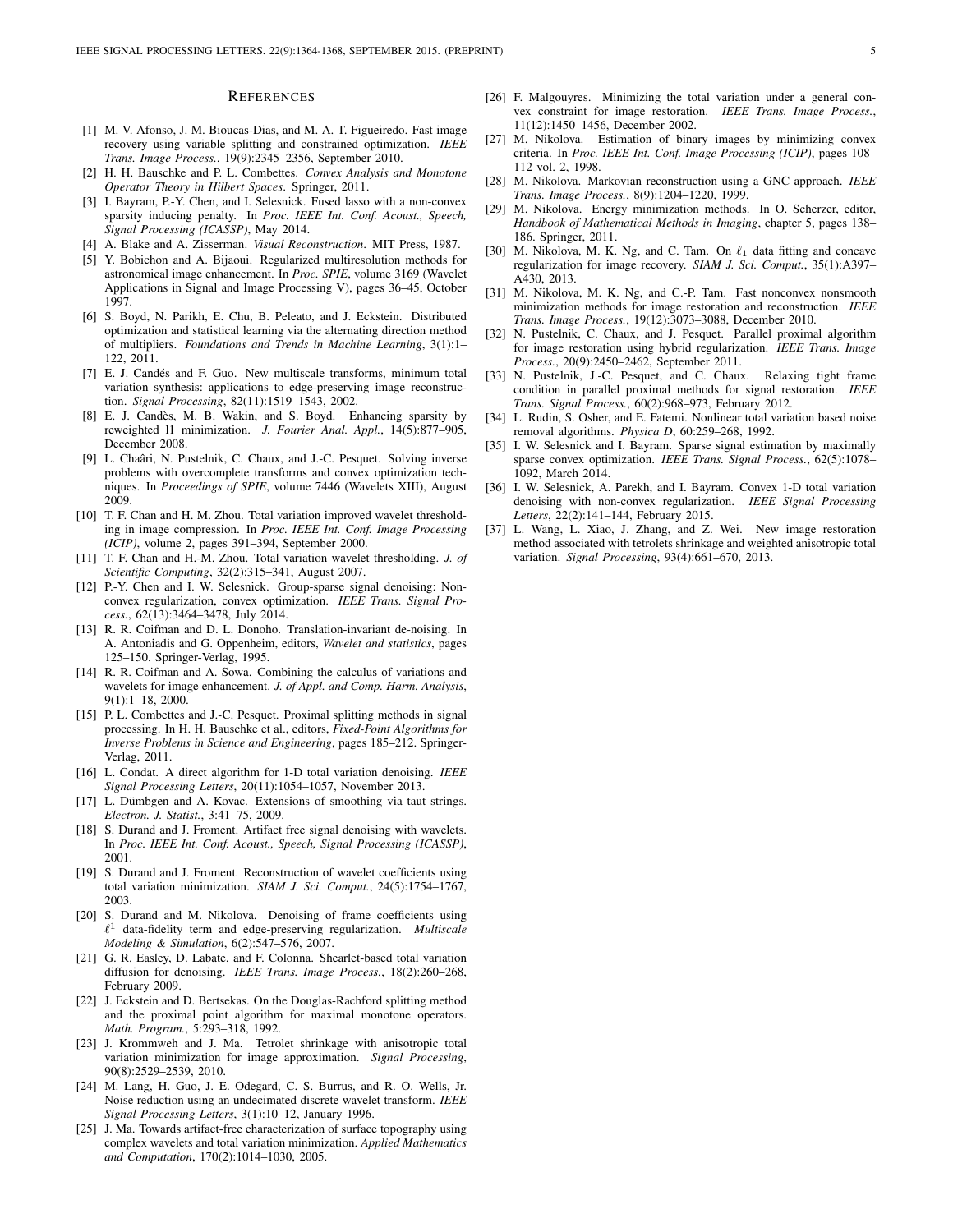## References

[1] M. V. Afonso, J. M. Bioucas-Dias, and M. A. T. Figueiredo. Fast image recovery using variable splitting and constrained optimization. *IEEE Trans. Image Process.*, 19(9):2345–2356, September 2010.

[2] H. H. Bauschke and P. L. Combettes. *Convex Analysis and Monotone Operator Theory in Hilbert Spaces*. Springer, 2011.

[3] I. Bayram, P.-Y. Chen, and I. Selesnick. Fused lasso with a non-convex sparsity inducing penalty. In *Proc. IEEE Int. Conf. Acoust., Speech, Signal Processing (ICASSP)*, May 2014.

[4] A. Blake and A. Zisserman. *Visual Reconstruction*. MIT Press, 1987.

[5] Y. Bobichon and A. Bijaoui. Regularized multiresolution methods for astronomical image enhancement. In *Proc. SPIE*, volume 3169 (Wavelet Applications in Signal and Image Processing V), pages 36–45, October 1997.

[6] S. Boyd, N. Parikh, E. Chu, B. Peleato, and J. Eckstein. Distributed optimization and statistical learning via the alternating direction method of multipliers. *Foundations and Trends in Machine Learning*, 3(1):1–122, 2011.

[7] E. J. Candés and F. Guo. New multiscale transforms, minimum total variation synthesis: applications to edge-preserving image reconstruction. *Signal Processing*, 82(11):1519–1543, 2002.

[8] E. J. Candès, M. B. Wakin, and S. Boyd. Enhancing sparsity by reweighted l1 minimization. *J. Fourier Anal. Appl.*, 14(5):877–905, December 2008.

[9] L. Chaâri, N. Pustelnik, C. Chaux, and J.-C. Pesquet. Solving inverse problems with overcomplete transforms and convex optimization techniques. In *Proceedings of SPIE*, volume 7446 (Wavelets XIII), August 2009.

[10] T. F. Chan and H. M. Zhou. Total variation improved wavelet thresholding in image compression. In *Proc. IEEE Int. Conf. Image Processing (ICIP)*, volume 2, pages 391–394, September 2000.

[11] T. F. Chan and H.-M. Zhou. Total variation wavelet thresholding. *J. of Scientific Computing*, 32(2):315–341, August 2007.

[12] P.-Y. Chen and I. W. Selesnick. Group-sparse signal denoising: Non-convex regularization, convex optimization. *IEEE Trans. Signal Process.*, 62(13):3464–3478, July 2014.

[13] R. R. Coifman and D. L. Donoho. Translation-invariant de-noising. In A. Antoniadis and G. Oppenheim, editors, *Wavelet and statistics*, pages 125–150. Springer-Verlag, 1995.

[14] R. R. Coifman and A. Sowa. Combining the calculus of variations and wavelets for image enhancement. *J. of Appl. and Comp. Harm. Analysis*, 9(1):1–18, 2000.

[15] P. L. Combettes and J.-C. Pesquet. Proximal splitting methods in signal processing. In H. H. Bauschke et al., editors, *Fixed-Point Algorithms for Inverse Problems in Science and Engineering*, pages 185–212. Springer-Verlag, 2011.

[16] L. Condat. A direct algorithm for 1-D total variation denoising. *IEEE Signal Processing Letters*, 20(11):1054–1057, November 2013.

[17] L. Dümbgen and A. Kovac. Extensions of smoothing via taut strings. *Electron. J. Statist.*, 3:41–75, 2009.

[18] S. Durand and J. Froment. Artifact free signal denoising with wavelets. In *Proc. IEEE Int. Conf. Acoust., Speech, Signal Processing (ICASSP)*, 2001.

[19] S. Durand and J. Froment. Reconstruction of wavelet coefficients using total variation minimization. *SIAM J. Sci. Comput.*, 24(5):1754–1767, 2003.

[20] S. Durand and M. Nikolova. Denoising of frame coefficients using $\ell^1$ data-fidelity term and edge-preserving regularization. *Multiscale Modeling & Simulation*, 6(2):547–576, 2007.

[21] G. R. Easley, D. Labate, and F. Colonna. Shearlet-based total variation diffusion for denoising. *IEEE Trans. Image Process.*, 18(2):260–268, February 2009.

[22] J. Eckstein and D. Bertsekas. On the Douglas-Rachford splitting method and the proximal point algorithm for maximal monotone operators. *Math. Program.*, 5:293–318, 1992.

[23] J. Krommweh and J. Ma. Tetrolet shrinkage with anisotropic total variation minimization for image approximation. *Signal Processing*, 90(8):2529–2539, 2010.

[24] M. Lang, H. Guo, J. E. Odegard, C. S. Burrus, and R. O. Wells, Jr. Noise reduction using an undecimated discrete wavelet transform. *IEEE Signal Processing Letters*, 3(1):10–12, January 1996.

[25] J. Ma. Towards artifact-free characterization of surface topography using complex wavelets and total variation minimization. *Applied Mathematics and Computation*, 170(2):1014–1030, 2005.

[26] F. Malgouyres. Minimizing the total variation under a general convex constraint for image restoration. *IEEE Trans. Image Process.*, 11(12):1450–1456, December 2002.

[27] M. Nikolova. Estimation of binary images by minimizing convex criteria. In *Proc. IEEE Int. Conf. Image Processing (ICIP)*, pages 108–112 vol. 2, 1998.

[28] M. Nikolova. Markovian reconstruction using a GNC approach. *IEEE Trans. Image Process.*, 8(9):1204–1220, 1999.

[29] M. Nikolova. Energy minimization methods. In O. Scherzer, editor, *Handbook of Mathematical Methods in Imaging*, chapter 5, pages 138–186. Springer, 2011.

[30] M. Nikolova, M. K. Ng, and C. Tam. On $\ell_1$ data fitting and concave regularization for image recovery. *SIAM J. Sci. Comput.*, 35(1):A397–A430, 2013.

[31] M. Nikolova, M. K. Ng, and C.-P. Tam. Fast nonconvex nonsmooth minimization methods for image restoration and reconstruction. *IEEE Trans. Image Process.*, 19(12):3073–3088, December 2010.

[32] N. Pustelnik, C. Chaux, and J. Pesquet. Parallel proximal algorithm for image restoration using hybrid regularization. *IEEE Trans. Image Process.*, 20(9):2450–2462, September 2011.

[33] N. Pustelnik, J.-C. Pesquet, and C. Chaux. Relaxing tight frame condition in parallel proximal methods for signal restoration. *IEEE Trans. Signal Process.*, 60(2):968–973, February 2012.

[34] L. Rudin, S. Osher, and E. Fatemi. Nonlinear total variation based noise removal algorithms. *Physica D*, 60:259–268, 1992.

[35] I. W. Selesnick and I. Bayram. Sparse signal estimation by maximally sparse convex optimization. *IEEE Trans. Signal Process.*, 62(5):1078–1092, March 2014.

[36] I. W. Selesnick, A. Parekh, and I. Bayram. Convex 1-D total variation denoising with non-convex regularization. *IEEE Signal Processing Letters*, 22(2):141–144, February 2015.

[37] L. Wang, L. Xiao, J. Zhang, and Z. Wei. New image restoration method associated with tetrolets shrinkage and weighted anisotropic total variation. *Signal Processing*, 93(4):661–670, 2013.